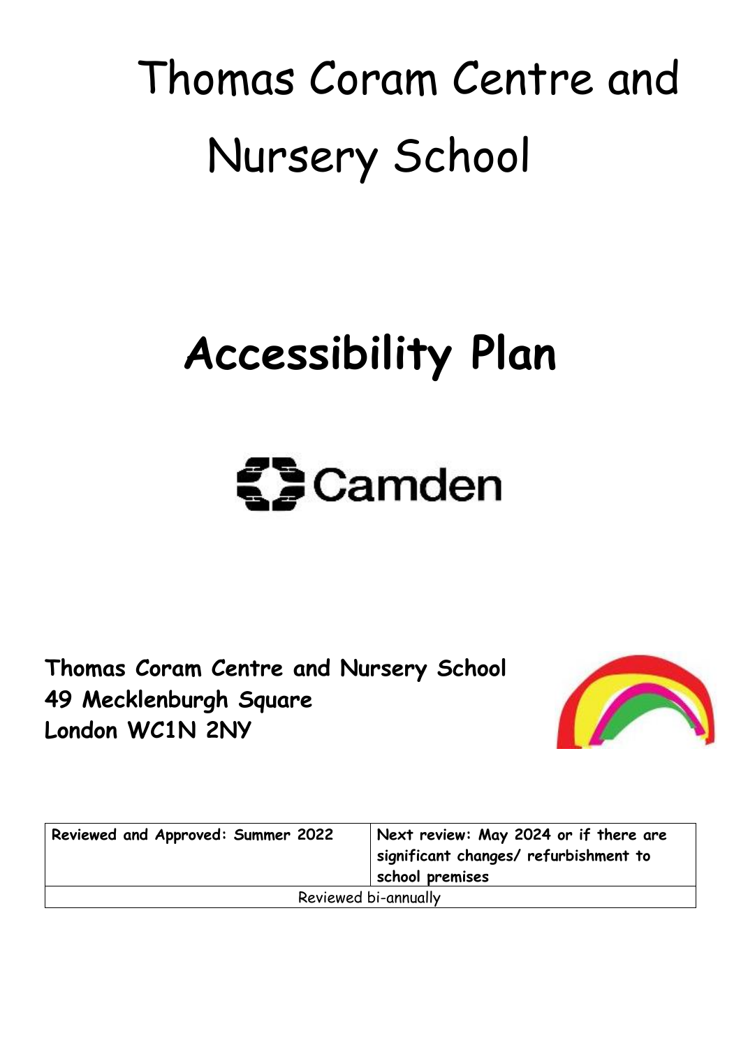# Thomas Coram Centre and Nursery School

# Accessibility Plan

Camden

**Thomas Coram Centre and Nursery School**
**49 Mecklenburgh Square**
**London WC1N 2NY**

| Reviewed and Approved: Summer 2022 | Next review: May 2024 or if there are significant changes/ refurbishment to school premises |
|---|---|
| Reviewed bi-annually | |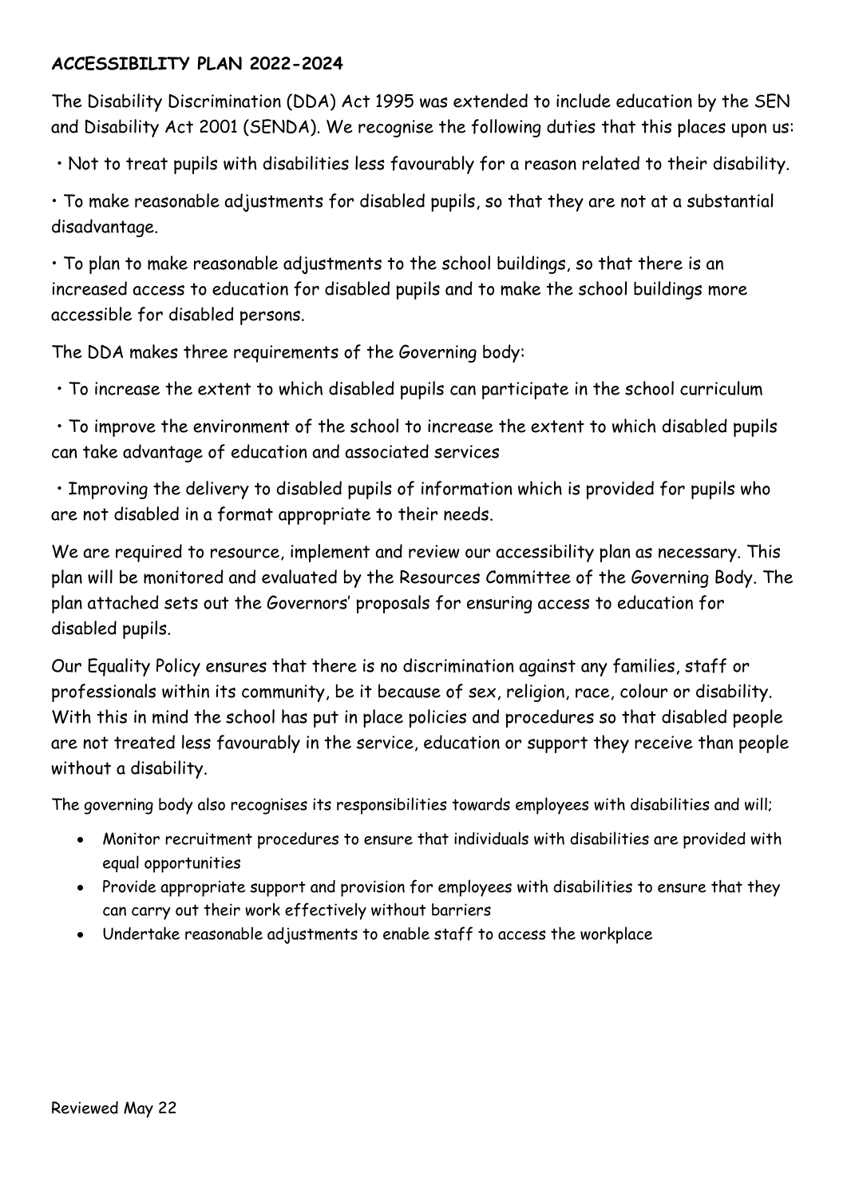**ACCESSIBILITY PLAN 2022-2024**

The Disability Discrimination (DDA) Act 1995 was extended to include education by the SEN and Disability Act 2001 (SENDA). We recognise the following duties that this places upon us:

- Not to treat pupils with disabilities less favourably for a reason related to their disability.
- To make reasonable adjustments for disabled pupils, so that they are not at a substantial disadvantage.
- To plan to make reasonable adjustments to the school buildings, so that there is an increased access to education for disabled pupils and to make the school buildings more accessible for disabled persons.

The DDA makes three requirements of the Governing body:

- To increase the extent to which disabled pupils can participate in the school curriculum
- To improve the environment of the school to increase the extent to which disabled pupils can take advantage of education and associated services
- Improving the delivery to disabled pupils of information which is provided for pupils who are not disabled in a format appropriate to their needs.

We are required to resource, implement and review our accessibility plan as necessary. This plan will be monitored and evaluated by the Resources Committee of the Governing Body. The plan attached sets out the Governors' proposals for ensuring access to education for disabled pupils.

Our Equality Policy ensures that there is no discrimination against any families, staff or professionals within its community, be it because of sex, religion, race, colour or disability. With this in mind the school has put in place policies and procedures so that disabled people are not treated less favourably in the service, education or support they receive than people without a disability.

The governing body also recognises its responsibilities towards employees with disabilities and will;

- Monitor recruitment procedures to ensure that individuals with disabilities are provided with equal opportunities
- Provide appropriate support and provision for employees with disabilities to ensure that they can carry out their work effectively without barriers
- Undertake reasonable adjustments to enable staff to access the workplace

Reviewed May 22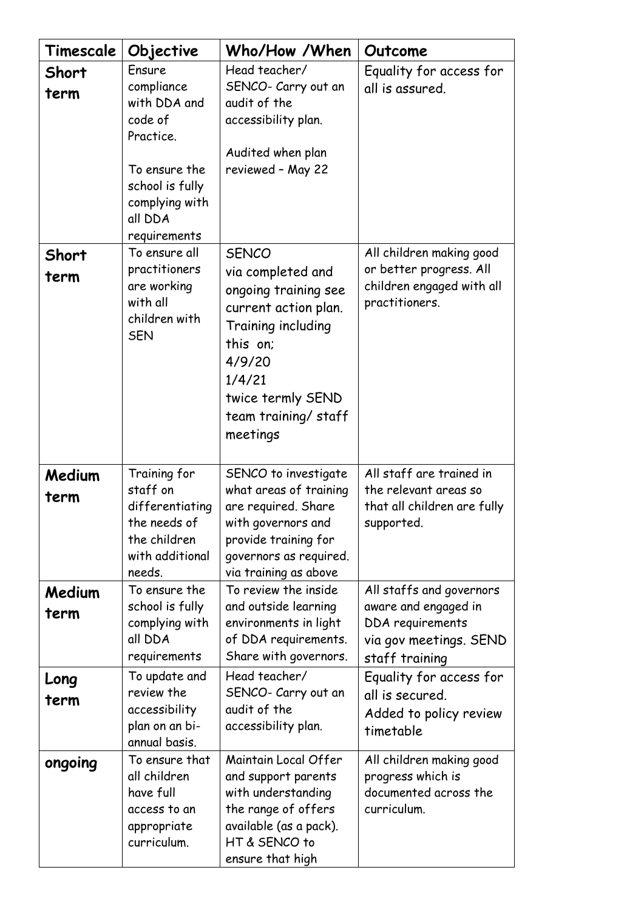| Timescale | Objective | Who/How /When | Outcome |
|---|---|---|---|
| **Short term** | Ensure compliance with DDA and code of Practice.<br><br>To ensure the school is fully complying with all DDA requirements | Head teacher/ SENCO- Carry out an audit of the accessibility plan.<br><br>Audited when plan reviewed – May 22 | Equality for access for all is assured. |
| **Short term** | To ensure all practitioners are working with all children with SEN | SENCO via completed and ongoing training see current action plan. Training including this on;<br>4/9/20<br>1/4/21<br>twice termly SEND team training/ staff meetings | All children making good or better progress. All children engaged with all practitioners. |
| **Medium term** | Training for staff on differentiating the needs of the children with additional needs. | SENCO to investigate what areas of training are required. Share with governors and provide training for governors as required. via training as above | All staff are trained in the relevant areas so that all children are fully supported. |
| **Medium term** | To ensure the school is fully complying with all DDA requirements | To review the inside and outside learning environments in light of DDA requirements. Share with governors. | All staffs and governors aware and engaged in DDA requirements via gov meetings. SEND staff training |
| **Long term** | To update and review the accessibility plan on an bi-annual basis. | Head teacher/ SENCO- Carry out an audit of the accessibility plan. | Equality for access for all is secured.<br>Added to policy review timetable |
| **ongoing** | To ensure that all children have full access to an appropriate curriculum. | Maintain Local Offer and support parents with understanding the range of offers available (as a pack). HT & SENCO to ensure that high | All children making good progress which is documented across the curriculum. |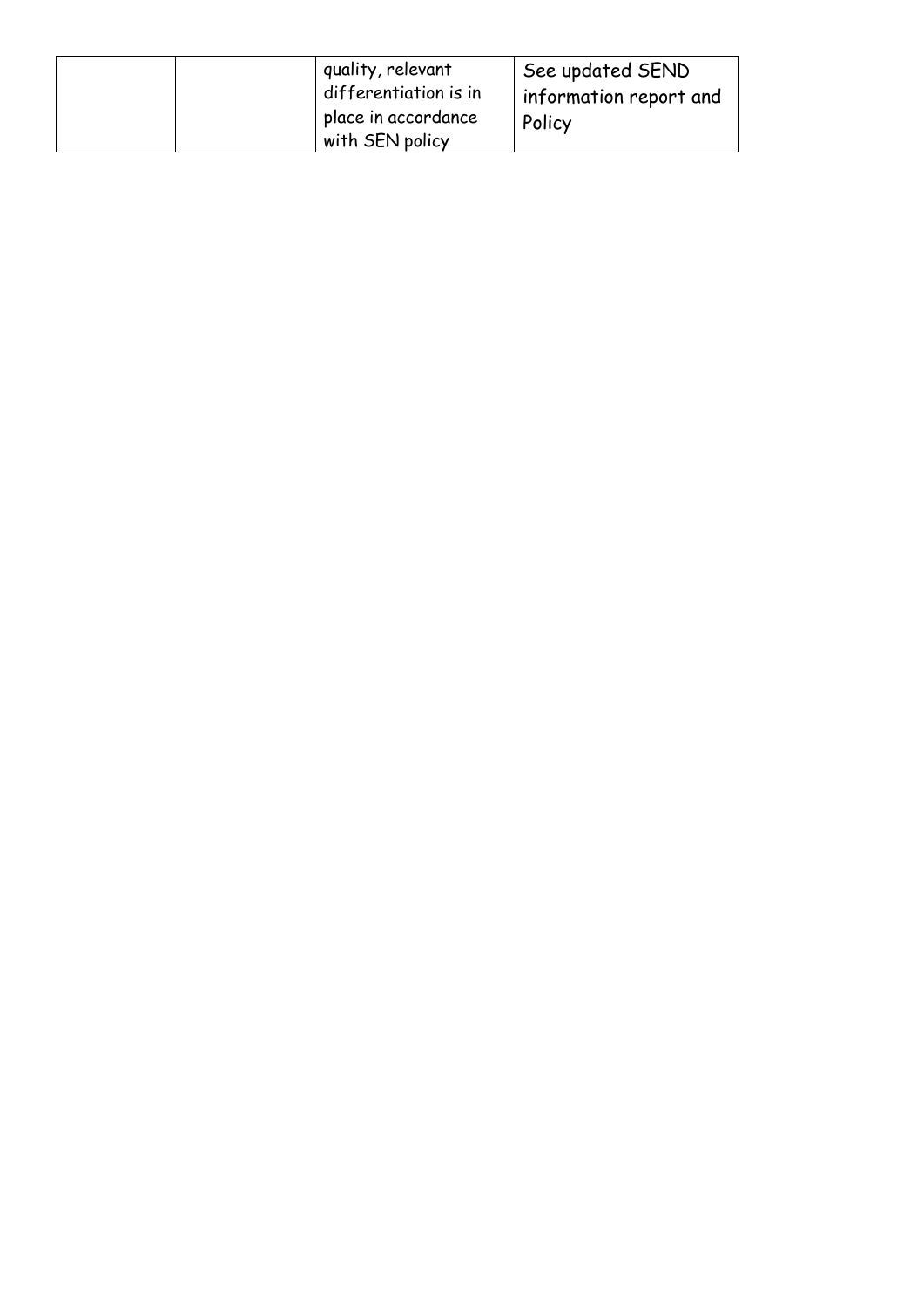| | | | |
|---|---|---|---|
| | | quality, relevant differentiation is in place in accordance with SEN policy | See updated SEND information report and Policy |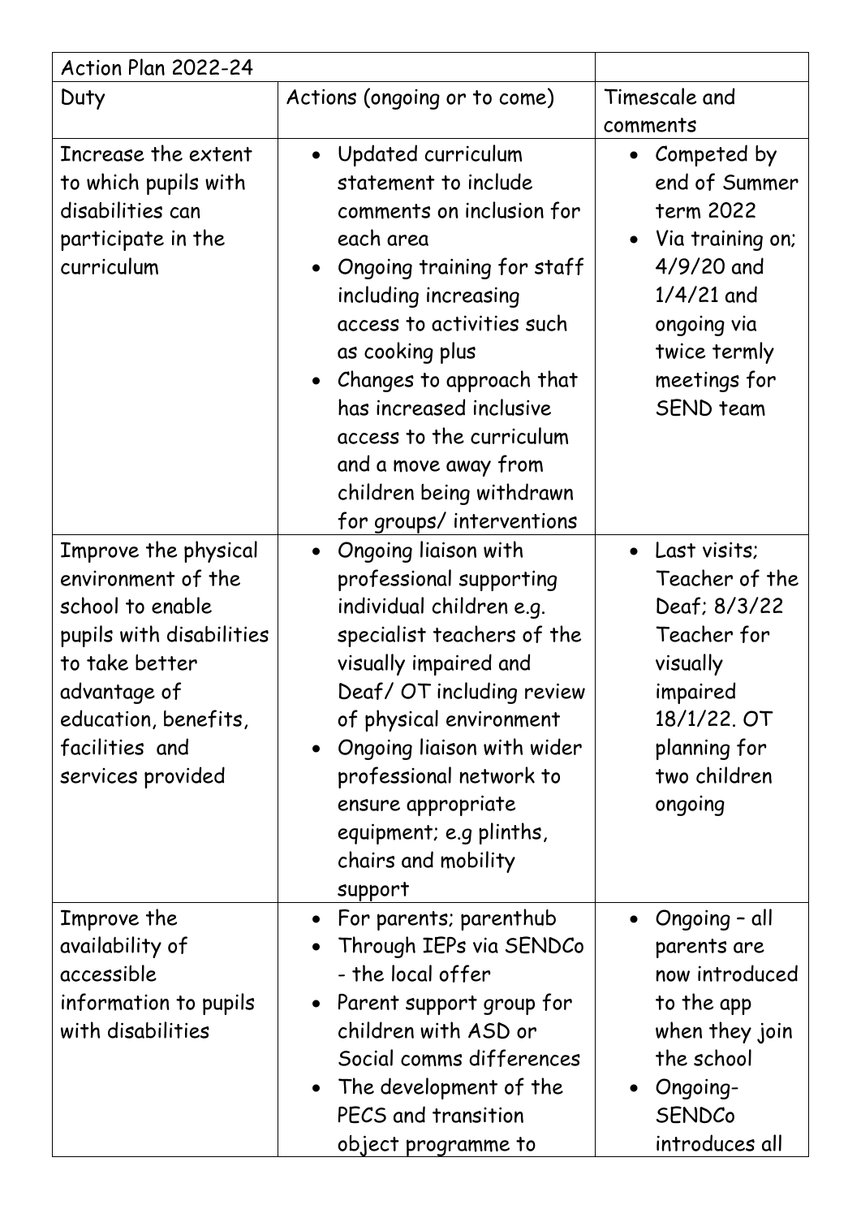| Action Plan 2022-24 | | |
|---|---|---|
| Duty | Actions (ongoing or to come) | Timescale and comments |
| Increase the extent to which pupils with disabilities can participate in the curriculum | • Updated curriculum statement to include comments on inclusion for each area<br>• Ongoing training for staff including increasing access to activities such as cooking plus<br>• Changes to approach that has increased inclusive access to the curriculum and a move away from children being withdrawn for groups/ interventions | • Competed by end of Summer term 2022<br>• Via training on; 4/9/20 and 1/4/21 and ongoing via twice termly meetings for SEND team |
| Improve the physical environment of the school to enable pupils with disabilities to take better advantage of education, benefits, facilities and services provided | • Ongoing liaison with professional supporting individual children e.g. specialist teachers of the visually impaired and Deaf/ OT including review of physical environment<br>• Ongoing liaison with wider professional network to ensure appropriate equipment; e.g plinths, chairs and mobility support | • Last visits; Teacher of the Deaf; 8/3/22 Teacher for visually impaired 18/1/22. OT planning for two children ongoing |
| Improve the availability of accessible information to pupils with disabilities | • For parents; parenthub<br>• Through IEPs via SENDCo - the local offer<br>• Parent support group for children with ASD or Social comms differences<br>• The development of the PECS and transition object programme to | • Ongoing – all parents are now introduced to the app when they join the school<br>• Ongoing- SENDCo introduces all |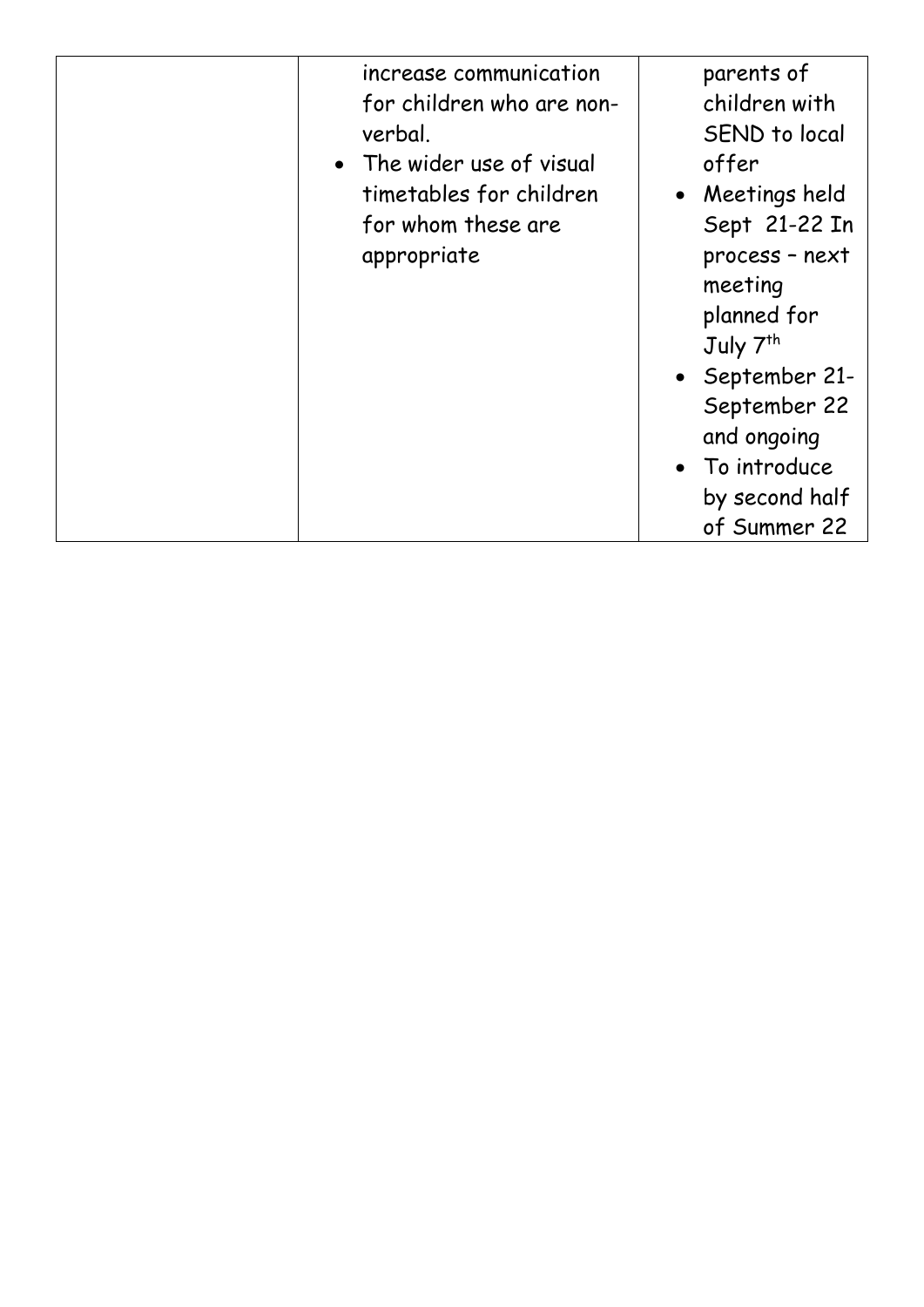| | | |
|---|---|---|
| | increase communication for children who are non-verbal.<br>• The wider use of visual timetables for children for whom these are appropriate | parents of children with SEND to local offer<br>• Meetings held Sept 21-22 In process – next meeting planned for July 7th<br>• September 21-September 22 and ongoing<br>• To introduce by second half of Summer 22 |